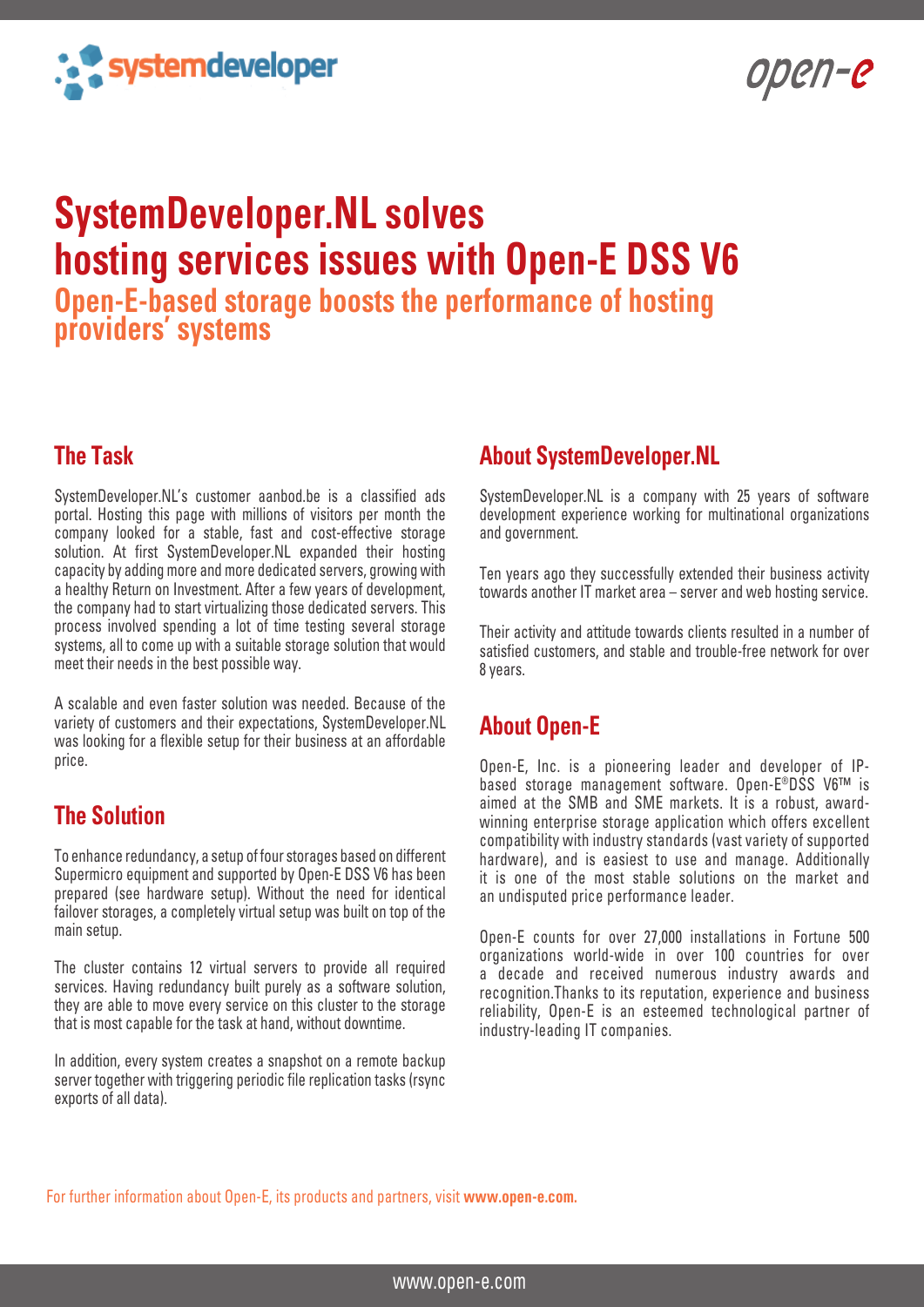# SystemDeveloper.NL solves hosting services issues with Open-E DSS V6

## Open-E-based storage boosts the performance of hosting providers' systems

## The Task

SystemDeveloper.NL's customer aanbod.be is a classified ads portal. Hosting this page with millions of visitors per month the company looked for a stable, fast and cost-effective storage solution. At first SystemDeveloper.NL expanded their hosting capacity by adding more and more dedicated servers, growing with a healthy Return on Investment. After a few years of development, the company had to start virtualizing those dedicated servers. This process involved spending a lot of time testing several storage systems, all to come up with a suitable storage solution that would meet their needs in the best possible way.

A scalable and even faster solution was needed. Because of the variety of customers and their expectations, SystemDeveloper.NL was looking for a flexible setup for their business at an affordable price.

## The Solution

To enhance redundancy, a setup of four storages based on different Supermicro equipment and supported by Open-E DSS V6 has been prepared (see hardware setup). Without the need for identical failover storages, a completely virtual setup was built on top of the main setup.

The cluster contains 12 virtual servers to provide all required services. Having redundancy built purely as a software solution, they are able to move every service on this cluster to the storage that is most capable for the task at hand, without downtime.

In addition, every system creates a snapshot on a remote backup server together with triggering periodic file replication tasks (rsync exports of all data).

## About SystemDeveloper.NL

SystemDeveloper.NL is a company with 25 years of software development experience working for multinational organizations and government.

Ten years ago they successfully extended their business activity towards another IT market area – server and web hosting service.

Their activity and attitude towards clients resulted in a number of satisfied customers, and stable and trouble-free network for over 8 years.

## About Open-E

Open-E, Inc. is a pioneering leader and developer of IP-based storage management software. Open-E®DSS V6™ is aimed at the SMB and SME markets. It is a robust, award-winning enterprise storage application which offers excellent compatibility with industry standards (vast variety of supported hardware), and is easiest to use and manage. Additionally it is one of the most stable solutions on the market and an undisputed price performance leader.

Open-E counts for over 27,000 installations in Fortune 500 organizations world-wide in over 100 countries for over a decade and received numerous industry awards and recognition.Thanks to its reputation, experience and business reliability, Open-E is an esteemed technological partner of industry-leading IT companies.

For further information about Open-E, its products and partners, visit **www.open-e.com.**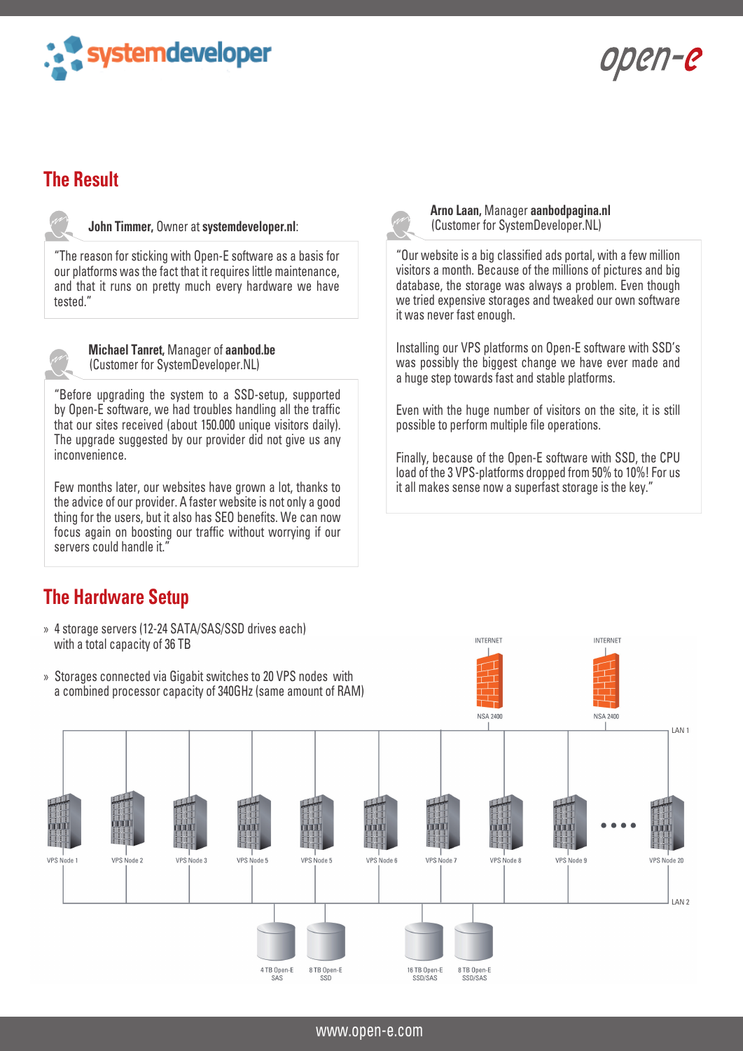## The Result

**John Timmer,** Owner at **systemdeveloper.nl**:

"The reason for sticking with Open-E software as a basis for our platforms was the fact that it requires little maintenance, and that it runs on pretty much every hardware we have tested."

**Michael Tanret,** Manager of **aanbod.be**
(Customer for SystemDeveloper.NL)

"Before upgrading the system to a SSD-setup, supported by Open-E software, we had troubles handling all the traffic that our sites received (about 150.000 unique visitors daily). The upgrade suggested by our provider did not give us any inconvenience.

Few months later, our websites have grown a lot, thanks to the advice of our provider. A faster website is not only a good thing for the users, but it also has SEO benefits. We can now focus again on boosting our traffic without worrying if our servers could handle it."

**Arno Laan,** Manager **aanbodpagina.nl**
(Customer for SystemDeveloper.NL)

"Our website is a big classified ads portal, with a few million visitors a month. Because of the millions of pictures and big database, the storage was always a problem. Even though we tried expensive storages and tweaked our own software it was never fast enough.

Installing our VPS platforms on Open-E software with SSD's was possibly the biggest change we have ever made and a huge step towards fast and stable platforms.

Even with the huge number of visitors on the site, it is still possible to perform multiple file operations.

Finally, because of the Open-E software with SSD, the CPU load of the 3 VPS-platforms dropped from 50% to 10%! For us it all makes sense now a superfast storage is the key."

## The Hardware Setup

- 4 storage servers (12-24 SATA/SAS/SSD drives each) with a total capacity of 36 TB
- Storages connected via Gigabit switches to 20 VPS nodes with a combined processor capacity of 340GHz (same amount of RAM)

INTERNET
NSA 2400
INTERNET
NSA 2400
LAN 1
VPS Node 1
VPS Node 2
VPS Node 3
VPS Node 5
VPS Node 5
VPS Node 6
VPS Node 7
VPS Node 8
VPS Node 9
VPS Node 20
LAN 2
4 TB Open-E SAS
8 TB Open-E SSD
16 TB Open-E SSD/SAS
8 TB Open-E SSD/SAS

www.open-e.com